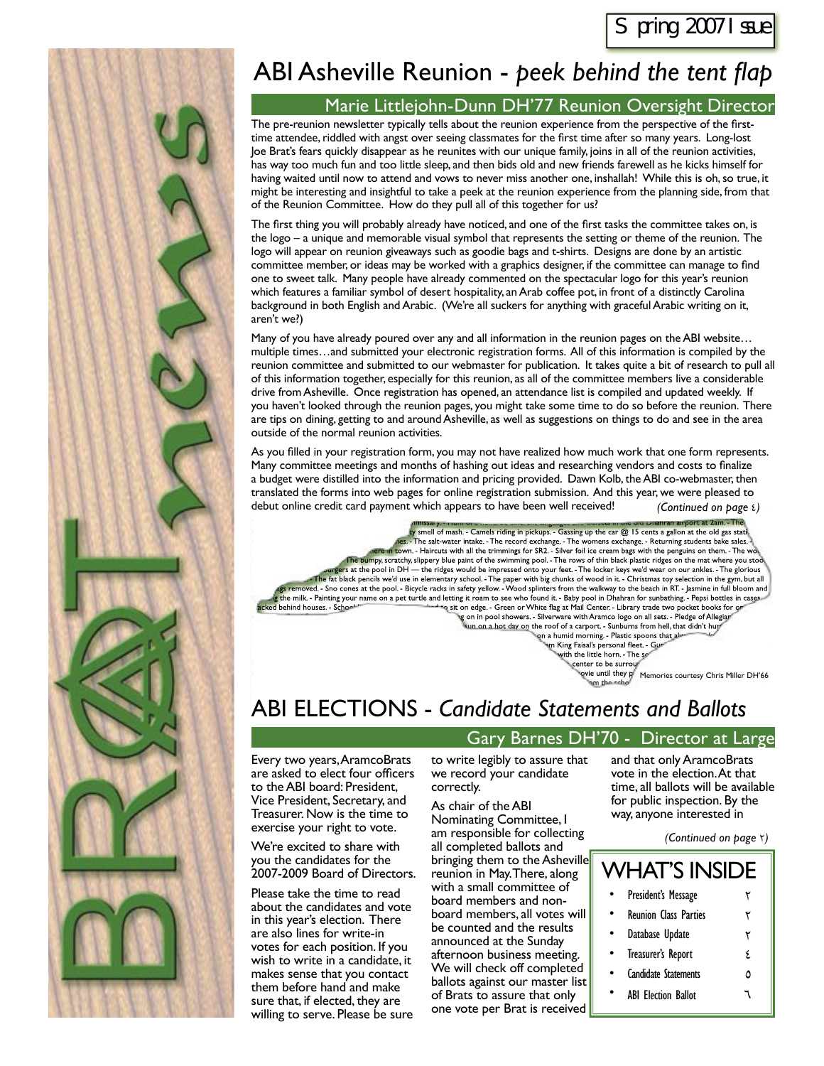Spring 2007 Issue

BRAT news

# ABI Asheville Reunion - *peek behind the tent flap*

## Marie Littlejohn-Dunn DH'77 Reunion Oversight Director

The pre-reunion newsletter typically tells about the reunion experience from the perspective of the first-time attendee, riddled with angst over seeing classmates for the first time after so many years. Long-lost Joe Brat's fears quickly disappear as he reunites with our unique family, joins in all of the reunion activities, has way too much fun and too little sleep, and then bids old and new friends farewell as he kicks himself for having waited until now to attend and vows to never miss another one, inshallah! While this is oh, so true, it might be interesting and insightful to take a peek at the reunion experience from the planning side, from that of the Reunion Committee. How do they pull all of this together for us?

The first thing you will probably already have noticed, and one of the first tasks the committee takes on, is the logo – a unique and memorable visual symbol that represents the setting or theme of the reunion. The logo will appear on reunion giveaways such as goodie bags and t-shirts. Designs are done by an artistic committee member, or ideas may be worked with a graphics designer, if the committee can manage to find one to sweet talk. Many people have already commented on the spectacular logo for this year's reunion which features a familiar symbol of desert hospitality, an Arab coffee pot, in front of a distinctly Carolina background in both English and Arabic. (We're all suckers for anything with graceful Arabic writing on it, aren't we?)

Many of you have already poured over any and all information in the reunion pages on the ABI website… multiple times…and submitted your electronic registration forms. All of this information is compiled by the reunion committee and submitted to our webmaster for publication. It takes quite a bit of research to pull all of this information together, especially for this reunion, as all of the committee members live a considerable drive from Asheville. Once registration has opened, an attendance list is compiled and updated weekly. If you haven't looked through the reunion pages, you might take some time to do so before the reunion. There are tips on dining, getting to and around Asheville, as well as suggestions on things to do and see in the area outside of the normal reunion activities.

As you filled in your registration form, you may not have realized how much work that one form represents. Many committee meetings and months of hashing out ideas and researching vendors and costs to finalize a budget were distilled into the information and pricing provided. Dawn Kolb, the ABI co-webmaster, then translated the forms into web pages for online registration submission. And this year, we were pleased to debut online credit card payment which appears to have been well received! *(Continued on page ٤)*

...missary. - ... the old Dhahran airport at 2am. - The ...ty smell of mash. - Camels riding in pickups. - Gassing up the car @ 15 cents a gallon at the old gas stati... ...es. - The salt-water intake. - The record exchange. - The womens exchange. - Returning students bake sales. - ...here in town. - Haircuts with all the trimmings for SR2. - Silver foil ice cream bags with the penguins on them. - The wo... The bumpy, scratchy, slippery blue paint of the swimming pool. - The rows of thin black plastic ridges on the mat where you stoo... ...urgers at the pool in DH — the ridges would be impressed onto your feet. - The locker keys we'd wear on our ankles. - The glorious ... - The fat black pencils we'd use in elementary school. - The paper with big chunks of wood in it. - Christmas toy selection in the gym, but all ...gs removed. - Sno cones at the pool. - Bicycle racks in safety yellow. - Wood splinters from the walkway to the beach in RT. - Jasmine in full bloom and ...g the milk. - Painting your name on a pet turtle and letting it roam to see who found it. - Baby pool in Dhahran for sunbathing. - Pepsi bottles in cases ...acked behind houses. - Schoo... ...to sit on edge. - Green or White flag at Mail Center. - Library trade two pocket books for o... ...g on in pool showers. - Silverware with Aramco logo on all sets. - Pledge of Allegia... ...un on a hot day on the roof of a carport. - Sunburns from hell, that didn't hur... ...on a humid morning. - Plastic spoons that al... ...m King Faisal's personal fleet. - Gu... ...with the little horn. - The s... ...center to be surrou... ...ovie until they p... ...m the scho...

Memories courtesy Chris Miller DH'66

# ABI ELECTIONS - *Candidate Statements and Ballots*

## Gary Barnes DH'70 - Director at Large

Every two years, AramcoBrats are asked to elect four officers to the ABI board: President, Vice President, Secretary, and Treasurer. Now is the time to exercise your right to vote.

We're excited to share with you the candidates for the 2007-2009 Board of Directors.

Please take the time to read about the candidates and vote in this year's election. There are also lines for write-in votes for each position. If you wish to write in a candidate, it makes sense that you contact them before hand and make sure that, if elected, they are willing to serve. Please be sure to write legibly to assure that we record your candidate correctly.

As chair of the ABI Nominating Committee, I am responsible for collecting all completed ballots and bringing them to the Asheville reunion in May. There, along with a small committee of board members and non-board members, all votes will be counted and the results announced at the Sunday afternoon business meeting. We will check off completed ballots against our master list of Brats to assure that only one vote per Brat is received and that only AramcoBrats vote in the election. At that time, all ballots will be available for public inspection. By the way, anyone interested in

*(Continued on page ٢)*

## WHAT'S INSIDE

| | |
|---|---|
| President's Message | ٢ |
| Reunion Class Parties | ٢ |
| Database Update | ٢ |
| Treasurer's Report | ٤ |
| Candidate Statements | ٥ |
| ABI Election Ballot | ٦ |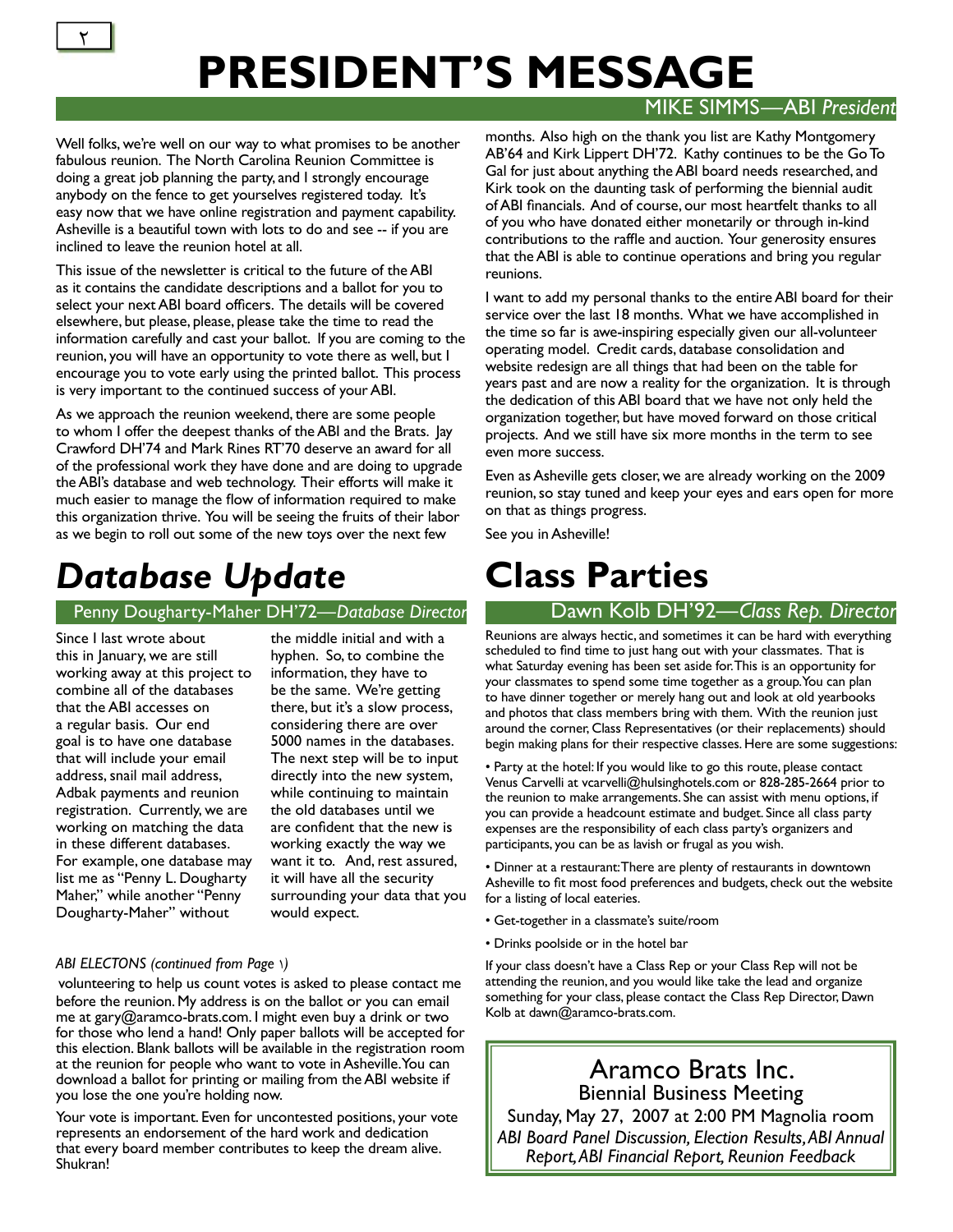# PRESIDENT'S MESSAGE

MIKE SIMMS—ABI *President*

Well folks, we're well on our way to what promises to be another fabulous reunion. The North Carolina Reunion Committee is doing a great job planning the party, and I strongly encourage anybody on the fence to get yourselves registered today. It's easy now that we have online registration and payment capability. Asheville is a beautiful town with lots to do and see -- if you are inclined to leave the reunion hotel at all.

This issue of the newsletter is critical to the future of the ABI as it contains the candidate descriptions and a ballot for you to select your next ABI board officers. The details will be covered elsewhere, but please, please, please take the time to read the information carefully and cast your ballot. If you are coming to the reunion, you will have an opportunity to vote there as well, but I encourage you to vote early using the printed ballot. This process is very important to the continued success of your ABI.

As we approach the reunion weekend, there are some people to whom I offer the deepest thanks of the ABI and the Brats. Jay Crawford DH'74 and Mark Rines RT'70 deserve an award for all of the professional work they have done and are doing to upgrade the ABI's database and web technology. Their efforts will make it much easier to manage the flow of information required to make this organization thrive. You will be seeing the fruits of their labor as we begin to roll out some of the new toys over the next few months. Also high on the thank you list are Kathy Montgomery AB'64 and Kirk Lippert DH'72. Kathy continues to be the Go To Gal for just about anything the ABI board needs researched, and Kirk took on the daunting task of performing the biennial audit of ABI financials. And of course, our most heartfelt thanks to all of you who have donated either monetarily or through in-kind contributions to the raffle and auction. Your generosity ensures that the ABI is able to continue operations and bring you regular reunions.

I want to add my personal thanks to the entire ABI board for their service over the last 18 months. What we have accomplished in the time so far is awe-inspiring especially given our all-volunteer operating model. Credit cards, database consolidation and website redesign are all things that had been on the table for years past and are now a reality for the organization. It is through the dedication of this ABI board that we have not only held the organization together, but have moved forward on those critical projects. And we still have six more months in the term to see even more success.

Even as Asheville gets closer, we are already working on the 2009 reunion, so stay tuned and keep your eyes and ears open for more on that as things progress.

See you in Asheville!

# *Database Update*

Penny Dougherty-Maher DH'72—*Database Director*

Since I last wrote about this in January, we are still working away at this project to combine all of the databases that the ABI accesses on a regular basis. Our end goal is to have one database that will include your email address, snail mail address, Adbak payments and reunion registration. Currently, we are working on matching the data in these different databases. For example, one database may list me as "Penny L. Dougharty Maher," while another "Penny Dougharty-Maher" without the middle initial and with a hyphen. So, to combine the information, they have to be the same. We're getting there, but it's a slow process, considering there are over 5000 names in the databases. The next step will be to input directly into the new system, while continuing to maintain the old databases until we are confident that the new is working exactly the way we want it to. And, rest assured, it will have all the security surrounding your data that you would expect.

*ABI ELECTONS (continued from Page ١)*

volunteering to help us count votes is asked to please contact me before the reunion. My address is on the ballot or you can email me at gary@aramco-brats.com. I might even buy a drink or two for those who lend a hand! Only paper ballots will be accepted for this election. Blank ballots will be available in the registration room at the reunion for people who want to vote in Asheville. You can download a ballot for printing or mailing from the ABI website if you lose the one you're holding now.

Your vote is important. Even for uncontested positions, your vote represents an endorsement of the hard work and dedication that every board member contributes to keep the dream alive. Shukran!

# Class Parties

Dawn Kolb DH'92—*Class Rep. Director*

Reunions are always hectic, and sometimes it can be hard with everything scheduled to find time to just hang out with your classmates. That is what Saturday evening has been set aside for. This is an opportunity for your classmates to spend some time together as a group. You can plan to have dinner together or merely hang out and look at old yearbooks and photos that class members bring with them. With the reunion just around the corner, Class Representatives (or their replacements) should begin making plans for their respective classes. Here are some suggestions:

- Party at the hotel: If you would like to go this route, please contact Venus Carvelli at vcarvelli@hulsinghotels.com or 828-285-2664 prior to the reunion to make arrangements. She can assist with menu options, if you can provide a headcount estimate and budget. Since all class party expenses are the responsibility of each class party's organizers and participants, you can be as lavish or frugal as you wish.
- Dinner at a restaurant: There are plenty of restaurants in downtown Asheville to fit most food preferences and budgets, check out the website for a listing of local eateries.
- Get-together in a classmate's suite/room
- Drinks poolside or in the hotel bar

If your class doesn't have a Class Rep or your Class Rep will not be attending the reunion, and you would like take the lead and organize something for your class, please contact the Class Rep Director, Dawn Kolb at dawn@aramco-brats.com.

## Aramco Brats Inc.

Biennial Business Meeting

Sunday, May 27, 2007 at 2:00 PM Magnolia room

*ABI Board Panel Discussion, Election Results, ABI Annual Report, ABI Financial Report, Reunion Feedback*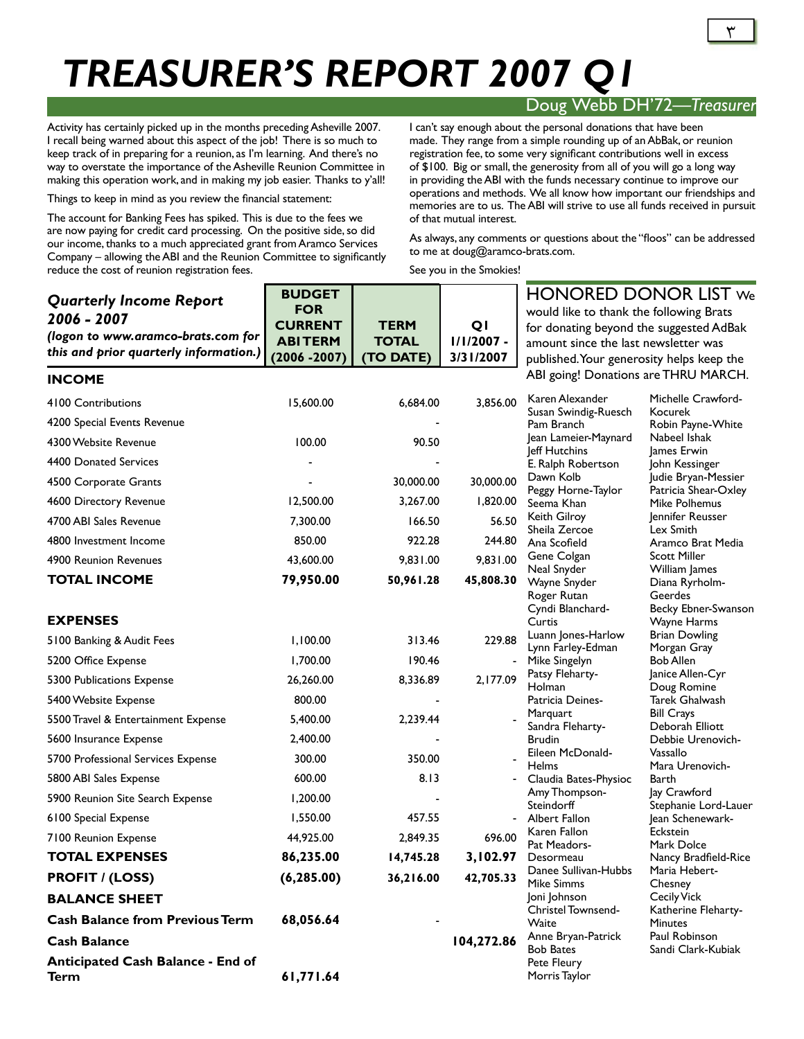# TREASURER'S REPORT 2007 Q1

Doug Webb DH'72—*Treasurer*

Activity has certainly picked up in the months preceding Asheville 2007. I recall being warned about this aspect of the job! There is so much to keep track of in preparing for a reunion, as I'm learning. And there's no way to overstate the importance of the Asheville Reunion Committee in making this operation work, and in making my job easier. Thanks to y'all!

Things to keep in mind as you review the financial statement:

The account for Banking Fees has spiked. This is due to the fees we are now paying for credit card processing. On the positive side, so did our income, thanks to a much appreciated grant from Aramco Services Company – allowing the ABI and the Reunion Committee to significantly reduce the cost of reunion registration fees.

I can't say enough about the personal donations that have been made. They range from a simple rounding up of an AbBak, or reunion registration fee, to some very significant contributions well in excess of $100. Big or small, the generosity from all of you will go a long way in providing the ABI with the funds necessary continue to improve our operations and methods. We all know how important our friendships and memories are to us. The ABI will strive to use all funds received in pursuit of that mutual interest.

As always, any comments or questions about the "floos" can be addressed to me at doug@aramco-brats.com.

See you in the Smokies!

| ***Quarterly Income Report 2006 - 2007*** ***(logon to www.aramco-brats.com for this and prior quarterly information.)*** | **BUDGET FOR CURRENT ABI TERM (2006 -2007)** | **TERM TOTAL (TO DATE)** | **Q1 1/1/2007 - 3/31/2007** |
|---|---|---|---|
| **INCOME** | | | |
| 4100 Contributions | 15,600.00 | 6,684.00 | 3,856.00 |
| 4200 Special Events Revenue | | - | |
| 4300 Website Revenue | 100.00 | 90.50 | |
| 4400 Donated Services | - | - | |
| 4500 Corporate Grants | - | 30,000.00 | 30,000.00 |
| 4600 Directory Revenue | 12,500.00 | 3,267.00 | 1,820.00 |
| 4700 ABI Sales Revenue | 7,300.00 | 166.50 | 56.50 |
| 4800 Investment Income | 850.00 | 922.28 | 244.80 |
| 4900 Reunion Revenues | 43,600.00 | 9,831.00 | 9,831.00 |
| **TOTAL INCOME** | **79,950.00** | **50,961.28** | **45,808.30** |
| **EXPENSES** | | | |
| 5100 Banking & Audit Fees | 1,100.00 | 313.46 | 229.88 |
| 5200 Office Expense | 1,700.00 | 190.46 | - |
| 5300 Publications Expense | 26,260.00 | 8,336.89 | 2,177.09 |
| 5400 Website Expense | 800.00 | - | |
| 5500 Travel & Entertainment Expense | 5,400.00 | 2,239.44 | - |
| 5600 Insurance Expense | 2,400.00 | - | |
| 5700 Professional Services Expense | 300.00 | 350.00 | - |
| 5800 ABI Sales Expense | 600.00 | 8.13 | - |
| 5900 Reunion Site Search Expense | 1,200.00 | - | |
| 6100 Special Expense | 1,550.00 | 457.55 | - |
| 7100 Reunion Expense | 44,925.00 | 2,849.35 | 696.00 |
| **TOTAL EXPENSES** | **86,235.00** | **14,745.28** | **3,102.97** |
| **PROFIT / (LOSS)** | **(6,285.00)** | **36,216.00** | **42,705.33** |
| **BALANCE SHEET** | | | |
| **Cash Balance from Previous Term** | **68,056.64** | - | |
| **Cash Balance** | | | **104,272.86** |
| **Anticipated Cash Balance - End of Term** | **61,771.64** | | |

## HONORED DONOR LIST

We would like to thank the following Brats for donating beyond the suggested AdBak amount since the last newsletter was published. Your generosity helps keep the ABI going! Donations are THRU MARCH.

Karen Alexander
Susan Swindig-Ruesch
Pam Branch
Jean Lameier-Maynard
Jeff Hutchins
E. Ralph Robertson
Dawn Kolb
Peggy Horne-Taylor
Seema Khan
Keith Gilroy
Sheila Zercoe
Ana Scofield
Gene Colgan
Neal Snyder
Wayne Snyder
Roger Rutan
Cyndi Blanchard-Curtis
Luann Jones-Harlow
Lynn Farley-Edman
Mike Singelyn
Patsy Fleharty-Holman
Patricia Deines-Marquart
Sandra Fleharty-Brudin
Eileen McDonald-Helms
Claudia Bates-Physioc
Amy Thompson-Steindorff
Albert Fallon
Karen Fallon
Pat Meadors-Desormeau
Danee Sullivan-Hubbs
Mike Simms
Joni Johnson
Christel Townsend-Waite
Anne Bryan-Patrick
Bob Bates
Pete Fleury
Morris Taylor
Michelle Crawford-Kocurek
Robin Payne-White
Nabeel Ishak
James Erwin
John Kessinger
Judie Bryan-Messier
Patricia Shear-Oxley
Mike Polhemus
Jennifer Reusser
Lex Smith
Aramco Brat Media
Scott Miller
William James
Diana Ryrholm-Geerdes
Becky Ebner-Swanson
Wayne Harms
Brian Dowling
Morgan Gray
Bob Allen
Janice Allen-Cyr
Doug Romine
Tarek Ghalwash
Bill Crays
Deborah Elliott
Debbie Urenovich-Vassallo
Mara Urenovich-Barth
Jay Crawford
Stephanie Lord-Lauer
Jean Schenewark-Eckstein
Mark Dolce
Nancy Bradfield-Rice
Maria Hebert-Chesney
Cecily Vick
Katherine Fleharty-Minutes
Paul Robinson
Sandi Clark-Kubiak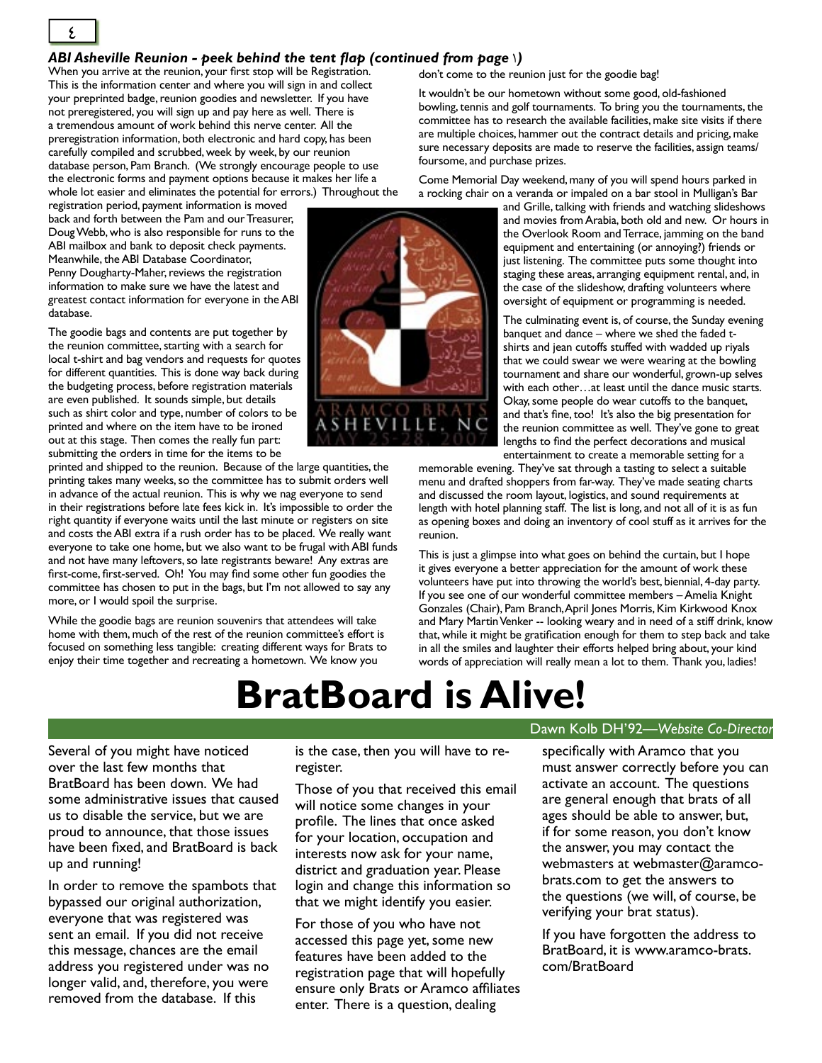### *ABI Asheville Reunion - peek behind the tent flap (continued from page ١)*

When you arrive at the reunion, your first stop will be Registration. This is the information center and where you will sign in and collect your preprinted badge, reunion goodies and newsletter. If you have not preregistered, you will sign up and pay here as well. There is a tremendous amount of work behind this nerve center. All the preregistration information, both electronic and hard copy, has been carefully compiled and scrubbed, week by week, by our reunion database person, Pam Branch. (We strongly encourage people to use the electronic forms and payment options because it makes her life a whole lot easier and eliminates the potential for errors.) Throughout the registration period, payment information is moved back and forth between the Pam and our Treasurer, Doug Webb, who is also responsible for runs to the ABI mailbox and bank to deposit check payments. Meanwhile, the ABI Database Coordinator, Penny Dougharty-Maher, reviews the registration information to make sure we have the latest and greatest contact information for everyone in the ABI database.

The goodie bags and contents are put together by the reunion committee, starting with a search for local t-shirt and bag vendors and requests for quotes for different quantities. This is done way back during the budgeting process, before registration materials are even published. It sounds simple, but details such as shirt color and type, number of colors to be printed and where on the item have to be ironed out at this stage. Then comes the really fun part: submitting the orders in time for the items to be printed and shipped to the reunion. Because of the large quantities, the printing takes many weeks, so the committee has to submit orders well in advance of the actual reunion. This is why we nag everyone to send in their registrations before late fees kick in. It's impossible to order the right quantity if everyone waits until the last minute or registers on site and costs the ABI extra if a rush order has to be placed. We really want everyone to take one home, but we also want to be frugal with ABI funds and not have many leftovers, so late registrants beware! Any extras are first-come, first-served. Oh! You may find some other fun goodies the committee has chosen to put in the bags, but I'm not allowed to say any more, or I would spoil the surprise.

While the goodie bags are reunion souvenirs that attendees will take home with them, much of the rest of the reunion committee's effort is focused on something less tangible: creating different ways for Brats to enjoy their time together and recreating a hometown. We know you don't come to the reunion just for the goodie bag!

It wouldn't be our hometown without some good, old-fashioned bowling, tennis and golf tournaments. To bring you the tournaments, the committee has to research the available facilities, make site visits if there are multiple choices, hammer out the contract details and pricing, make sure necessary deposits are made to reserve the facilities, assign teams/foursome, and purchase prizes.

Come Memorial Day weekend, many of you will spend hours parked in a rocking chair on a veranda or impaled on a bar stool in Mulligan's Bar and Grille, talking with friends and watching slideshows and movies from Arabia, both old and new. Or hours in the Overlook Room and Terrace, jamming on the band equipment and entertaining (or annoying?) friends or just listening. The committee puts some thought into staging these areas, arranging equipment rental, and, in the case of the slideshow, drafting volunteers where oversight of equipment or programming is needed.

The culminating event is, of course, the Sunday evening banquet and dance – where we shed the faded t-shirts and jean cutoffs stuffed with wadded up riyals that we could swear we were wearing at the bowling tournament and share our wonderful, grown-up selves with each other…at least until the dance music starts. Okay, some people do wear cutoffs to the banquet, and that's fine, too! It's also the big presentation for the reunion committee as well. They've gone to great lengths to find the perfect decorations and musical entertainment to create a memorable setting for a memorable evening. They've sat through a tasting to select a suitable menu and drafted shoppers from far-way. They've made seating charts and discussed the room layout, logistics, and sound requirements at length with hotel planning staff. The list is long, and not all of it is as fun as opening boxes and doing an inventory of cool stuff as it arrives for the reunion.

This is just a glimpse into what goes on behind the curtain, but I hope it gives everyone a better appreciation for the amount of work these volunteers have put into throwing the world's best, biennial, 4-day party. If you see one of our wonderful committee members – Amelia Knight Gonzales (Chair), Pam Branch, April Jones Morris, Kim Kirkwood Knox and Mary Martin Venker -- looking weary and in need of a stiff drink, know that, while it might be gratification enough for them to step back and take in all the smiles and laughter their efforts helped bring about, your kind words of appreciation will really mean a lot to them. Thank you, ladies!

# BratBoard is Alive!

Dawn Kolb DH'92—*Website Co-Director*

Several of you might have noticed over the last few months that BratBoard has been down. We had some administrative issues that caused us to disable the service, but we are proud to announce, that those issues have been fixed, and BratBoard is back up and running!

In order to remove the spambots that bypassed our original authorization, everyone that was registered was sent an email. If you did not receive this message, chances are the email address you registered under was no longer valid, and, therefore, you were removed from the database. If this is the case, then you will have to re-register.

Those of you that received this email will notice some changes in your profile. The lines that once asked for your location, occupation and interests now ask for your name, district and graduation year. Please login and change this information so that we might identify you easier.

For those of you who have not accessed this page yet, some new features have been added to the registration page that will hopefully ensure only Brats or Aramco affiliates enter. There is a question, dealing specifically with Aramco that you must answer correctly before you can activate an account. The questions are general enough that brats of all ages should be able to answer, but, if for some reason, you don't know the answer, you may contact the webmasters at webmaster@aramco-brats.com to get the answers to the questions (we will, of course, be verifying your brat status).

If you have forgotten the address to BratBoard, it is www.aramco-brats.com/BratBoard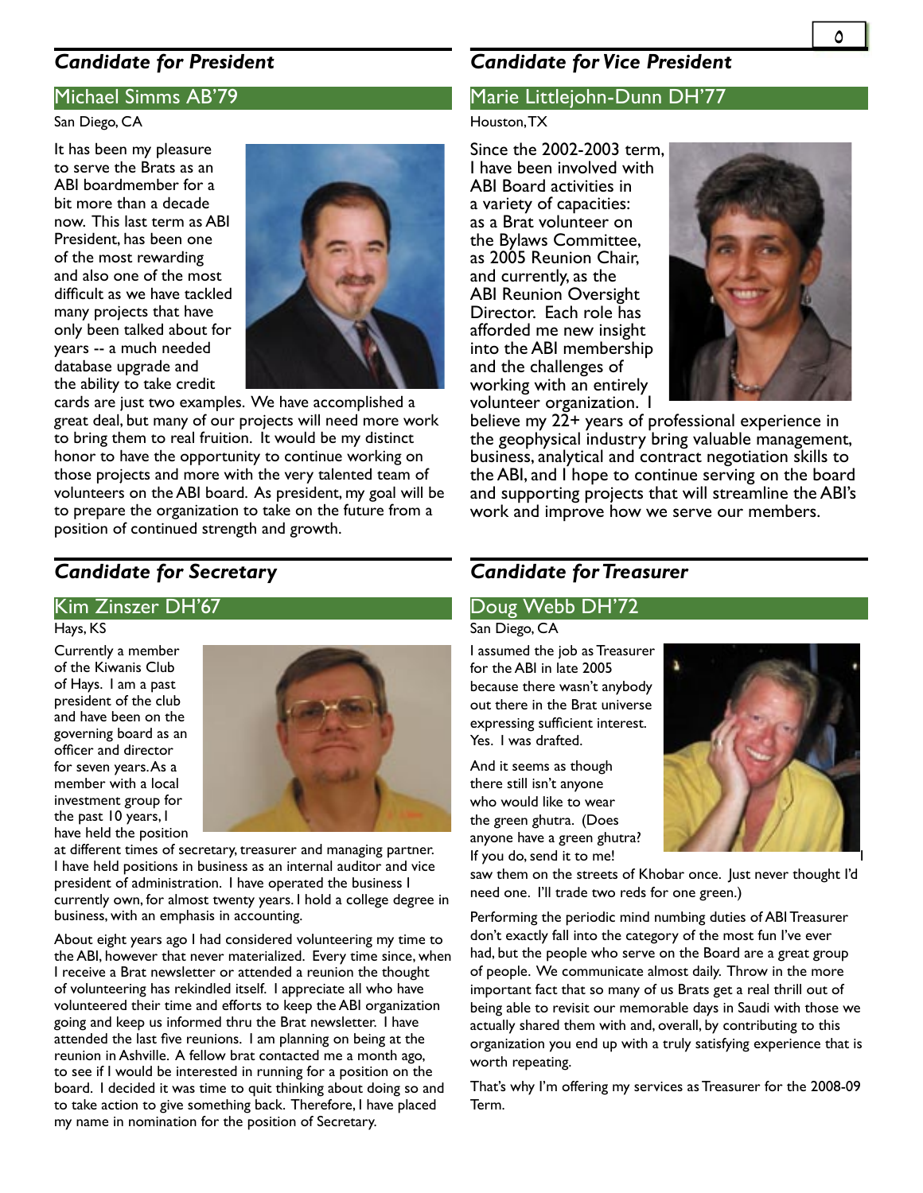## *Candidate for President*

### Michael Simms AB'79

San Diego, CA

It has been my pleasure to serve the Brats as an ABI boardmember for a bit more than a decade now. This last term as ABI President, has been one of the most rewarding and also one of the most difficult as we have tackled many projects that have only been talked about for years -- a much needed database upgrade and the ability to take credit cards are just two examples. We have accomplished a great deal, but many of our projects will need more work to bring them to real fruition. It would be my distinct honor to have the opportunity to continue working on those projects and more with the very talented team of volunteers on the ABI board. As president, my goal will be to prepare the organization to take on the future from a position of continued strength and growth.

## *Candidate for Vice President*

### Marie Littlejohn-Dunn DH'77

Houston, TX

Since the 2002-2003 term, I have been involved with ABI Board activities in a variety of capacities: as a Brat volunteer on the Bylaws Committee, as 2005 Reunion Chair, and currently, as the ABI Reunion Oversight Director. Each role has afforded me new insight into the ABI membership and the challenges of working with an entirely volunteer organization. I believe my 22+ years of professional experience in the geophysical industry bring valuable management, business, analytical and contract negotiation skills to the ABI, and I hope to continue serving on the board and supporting projects that will streamline the ABI's work and improve how we serve our members.

## *Candidate for Secretary*

### Kim Zinszer DH'67

Hays, KS

Currently a member of the Kiwanis Club of Hays. I am a past president of the club and have been on the governing board as an officer and director for seven years. As a member with a local investment group for the past 10 years, I have held the position at different times of secretary, treasurer and managing partner. I have held positions in business as an internal auditor and vice president of administration. I have operated the business I currently own, for almost twenty years. I hold a college degree in business, with an emphasis in accounting.

About eight years ago I had considered volunteering my time to the ABI, however that never materialized. Every time since, when I receive a Brat newsletter or attended a reunion the thought of volunteering has rekindled itself. I appreciate all who have volunteered their time and efforts to keep the ABI organization going and keep us informed thru the Brat newsletter. I have attended the last five reunions. I am planning on being at the reunion in Ashville. A fellow brat contacted me a month ago, to see if I would be interested in running for a position on the board. I decided it was time to quit thinking about doing so and to take action to give something back. Therefore, I have placed my name in nomination for the position of Secretary.

## *Candidate for Treasurer*

### Doug Webb DH'72

San Diego, CA

I assumed the job as Treasurer for the ABI in late 2005 because there wasn't anybody out there in the Brat universe expressing sufficient interest. Yes. I was drafted.

And it seems as though there still isn't anyone who would like to wear the green ghutra. (Does anyone have a green ghutra? If you do, send it to me! I saw them on the streets of Khobar once. Just never thought I'd need one. I'll trade two reds for one green.)

Performing the periodic mind numbing duties of ABI Treasurer don't exactly fall into the category of the most fun I've ever had, but the people who serve on the Board are a great group of people. We communicate almost daily. Throw in the more important fact that so many of us Brats get a real thrill out of being able to revisit our memorable days in Saudi with those we actually shared them with and, overall, by contributing to this organization you end up with a truly satisfying experience that is worth repeating.

That's why I'm offering my services as Treasurer for the 2008-09 Term.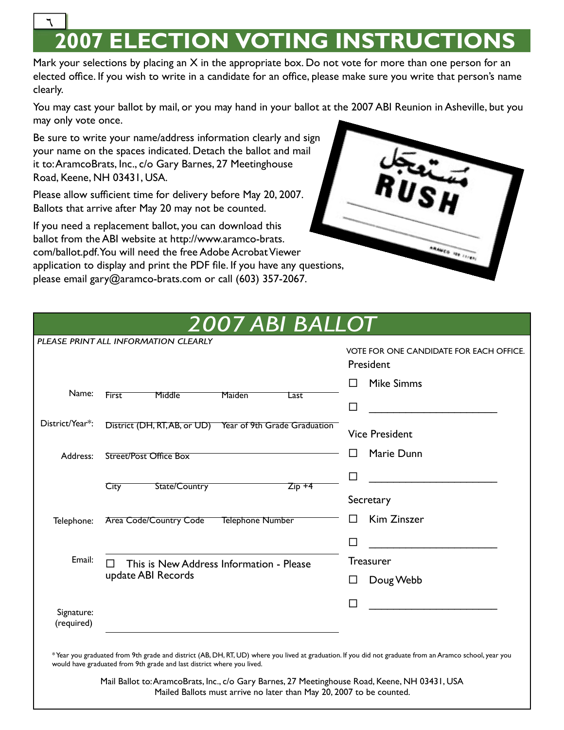# 2007 ELECTION VOTING INSTRUCTIONS

Mark your selections by placing an X in the appropriate box. Do not vote for more than one person for an elected office. If you wish to write in a candidate for an office, please make sure you write that person's name clearly.

You may cast your ballot by mail, or you may hand in your ballot at the 2007 ABI Reunion in Asheville, but you may only vote once.

Be sure to write your name/address information clearly and sign your name on the spaces indicated. Detach the ballot and mail it to: AramcoBrats, Inc., c/o Gary Barnes, 27 Meetinghouse Road, Keene, NH 03431, USA.

Please allow sufficient time for delivery before May 20, 2007. Ballots that arrive after May 20 may not be counted.

If you need a replacement ballot, you can download this ballot from the ABI website at http://www.aramco-brats.com/ballot.pdf. You will need the free Adobe Acrobat Viewer application to display and print the PDF file. If you have any questions, please email gary@aramco-brats.com or call (603) 357-2067.

مستعجل
RUSH

## *2007 ABI BALLOT*

*PLEASE PRINT ALL INFORMATION CLEARLY*

Name: First ______ Middle ______ Maiden ______ Last ______

District/Year*: District (DH, RT, AB, or UD) ______ Year of 9th Grade Graduation ______

Address: Street/Post Office Box ______

City ______ State/Country ______ Zip +4 ______

Telephone: Area Code/Country Code ______ Telephone Number ______

Email: ______

☐ This is New Address Information - Please update ABI Records

Signature: (required) ______

VOTE FOR ONE CANDIDATE FOR EACH OFFICE.

**President**

☐ Mike Simms

☐ ______________________

**Vice President**

☐ Marie Dunn

☐ ______________________

**Secretary**

☐ Kim Zinszer

☐ ______________________

**Treasurer**

☐ Doug Webb

☐ ______________________

*Year you graduated from 9th grade and district (AB, DH, RT, UD) where you lived at graduation. If you did not graduate from an Aramco school, year you would have graduated from 9th grade and last district where you lived.

Mail Ballot to: AramcoBrats, Inc., c/o Gary Barnes, 27 Meetinghouse Road, Keene, NH 03431, USA
Mailed Ballots must arrive no later than May 20, 2007 to be counted.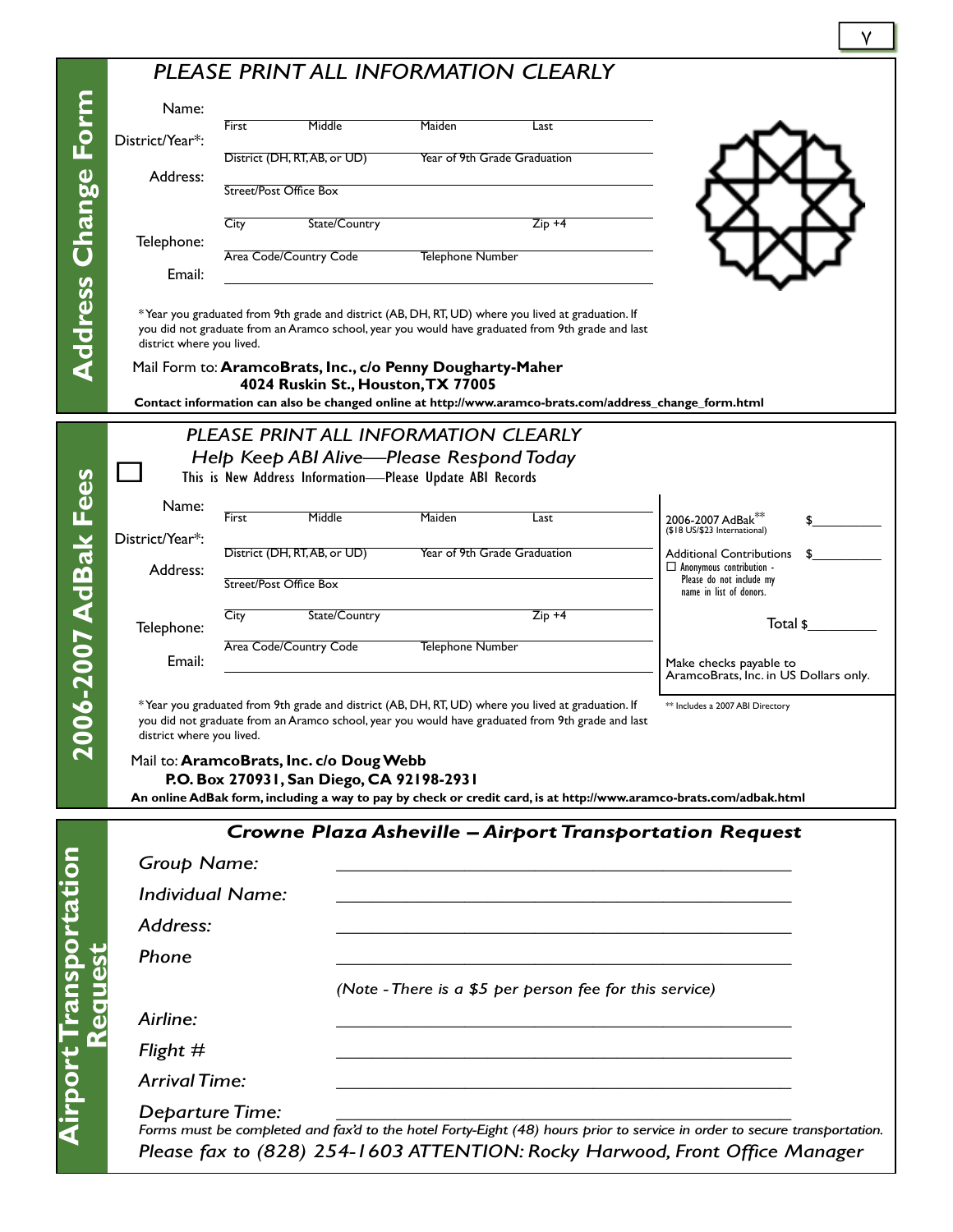# Address Change Form

*PLEASE PRINT ALL INFORMATION CLEARLY*

Name: ______ First ______ Middle ______ Maiden ______ Last

District/Year*: ______ District (DH, RT, AB, or UD) ______ Year of 9th Grade Graduation

Address: ______ Street/Post Office Box

______ City ______ State/Country ______ Zip +4

Telephone: ______ Area Code/Country Code ______ Telephone Number

Email: ______

*Year you graduated from 9th grade and district (AB, DH, RT, UD) where you lived at graduation. If you did not graduate from an Aramco school, year you would have graduated from 9th grade and last district where you lived.

Mail Form to: **AramcoBrats, Inc., c/o Penny Dougherty-Maher**
**4024 Ruskin St., Houston, TX 77005**

**Contact information can also be changed online at http://www.aramco-brats.com/address_change_form.html**

# 2006-2007 AdBak Fees

*PLEASE PRINT ALL INFORMATION CLEARLY*

*Help Keep ABI Alive—Please Respond Today*

☐ This is New Address Information—Please Update ABI Records

Name: ______ First ______ Middle ______ Maiden ______ Last

District/Year*: ______ District (DH, RT, AB, or UD) ______ Year of 9th Grade Graduation

Address: ______ Street/Post Office Box

______ City ______ State/Country ______ Zip +4

Telephone: ______ Area Code/Country Code ______ Telephone Number

Email: ______

2006-2007 AdBak** ($18 US/$23 International) $______

Additional Contributions $______
☐ Anonymous contribution - Please do not include my name in list of donors.

Total $______

Make checks payable to AramcoBrats, Inc. in US Dollars only.

** Includes a 2007 ABI Directory

*Year you graduated from 9th grade and district (AB, DH, RT, UD) where you lived at graduation. If you did not graduate from an Aramco school, year you would have graduated from 9th grade and last district where you lived.

Mail to: **AramcoBrats, Inc. c/o Doug Webb**
**P.O. Box 270931, San Diego, CA 92198-2931**

**An online AdBak form, including a way to pay by check or credit card, is at http://www.aramco-brats.com/adbak.html**

# Airport Transportation Request

## *Crowne Plaza Asheville – Airport Transportation Request*

*Group Name:* ______________________

*Individual Name:* ______________________

*Address:* ______________________

*Phone* ______________________

*(Note - There is a $5 per person fee for this service)*

*Airline:* ______________________

*Flight #* ______________________

*Arrival Time:* ______________________

*Departure Time:* ______________________

*Forms must be completed and fax'd to the hotel Forty-Eight (48) hours prior to service in order to secure transportation.*

*Please fax to (828) 254-1603 ATTENTION: Rocky Harwood, Front Office Manager*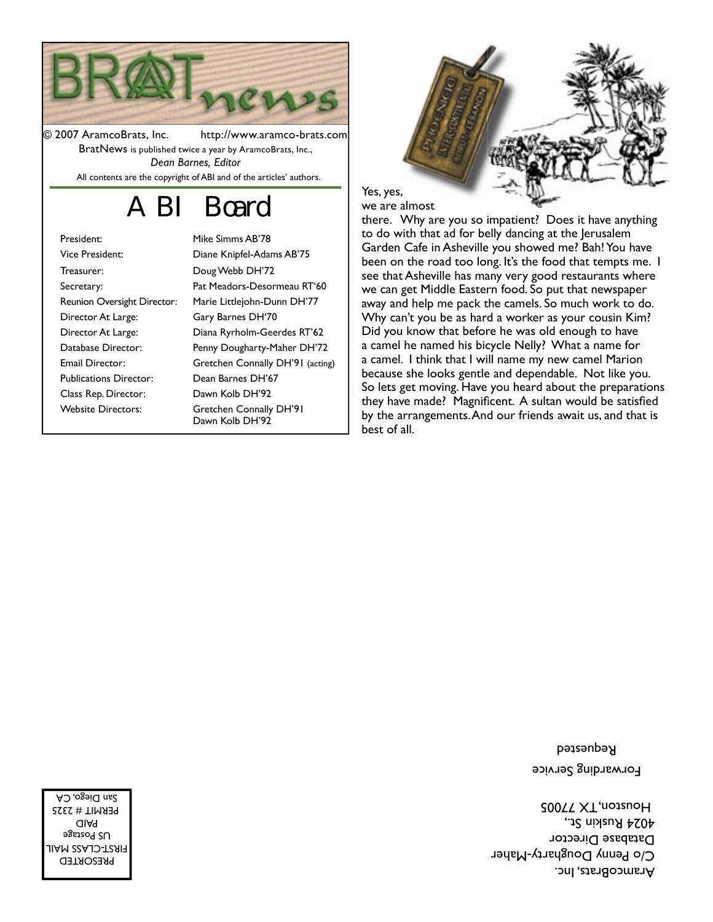# BRAT news

© 2007 AramcoBrats, Inc. http://www.aramco-brats.com

BratNews is published twice a year by AramcoBrats, Inc.,
*Dean Barnes, Editor*

All contents are the copyright of ABI and of the articles' authors.

## ABI Board

| | |
|---|---|
| President: | Mike Simms AB'78 |
| Vice President: | Diane Knipfel-Adams AB'75 |
| Treasurer: | Doug Webb DH'72 |
| Secretary: | Pat Meadors-Desormeau RT'60 |
| Reunion Oversight Director: | Marie Littlejohn-Dunn DH'77 |
| Director At Large: | Gary Barnes DH'70 |
| Director At Large: | Diana Ryrholm-Geerdes RT'62 |
| Database Director: | Penny Dougharty-Maher DH'72 |
| Email Director: | Gretchen Connally DH'91 (acting) |
| Publications Director: | Dean Barnes DH'67 |
| Class Rep. Director: | Dawn Kolb DH'92 |
| Website Directors: | Gretchen Connally DH'91<br>Dawn Kolb DH'92 |

PHOENICIO
INTER-CONTINENTAL
BEIRUT - LEBANON

Yes, yes, we are almost there. Why are you so impatient? Does it have anything to do with that ad for belly dancing at the Jerusalem Garden Cafe in Asheville you showed me? Bah! You have been on the road too long. It's the food that tempts me. I see that Asheville has many very good restaurants where we can get Middle Eastern food. So put that newspaper away and help me pack the camels. So much work to do. Why can't you be as hard a worker as your cousin Kim? Did you know that before he was old enough to have a camel he named his bicycle Nelly? What a name for a camel. I think that I will name my new camel Marion because she looks gentle and dependable. Not like you. So lets get moving. Have you heard about the preparations they have made? Magnificent. A sultan would be satisfied by the arrangements. And our friends await us, and that is best of all.

AramcoBrats, Inc.
C/o Penny Dougharty-Maher
Database Director
4024 Ruskin St.,
Houston, TX 77005

Forwarding Service
Requested

PRESORTED
FIRST-CLASS MAIL
US Postage
PAID
PERMIT # 2325
San Diego, CA